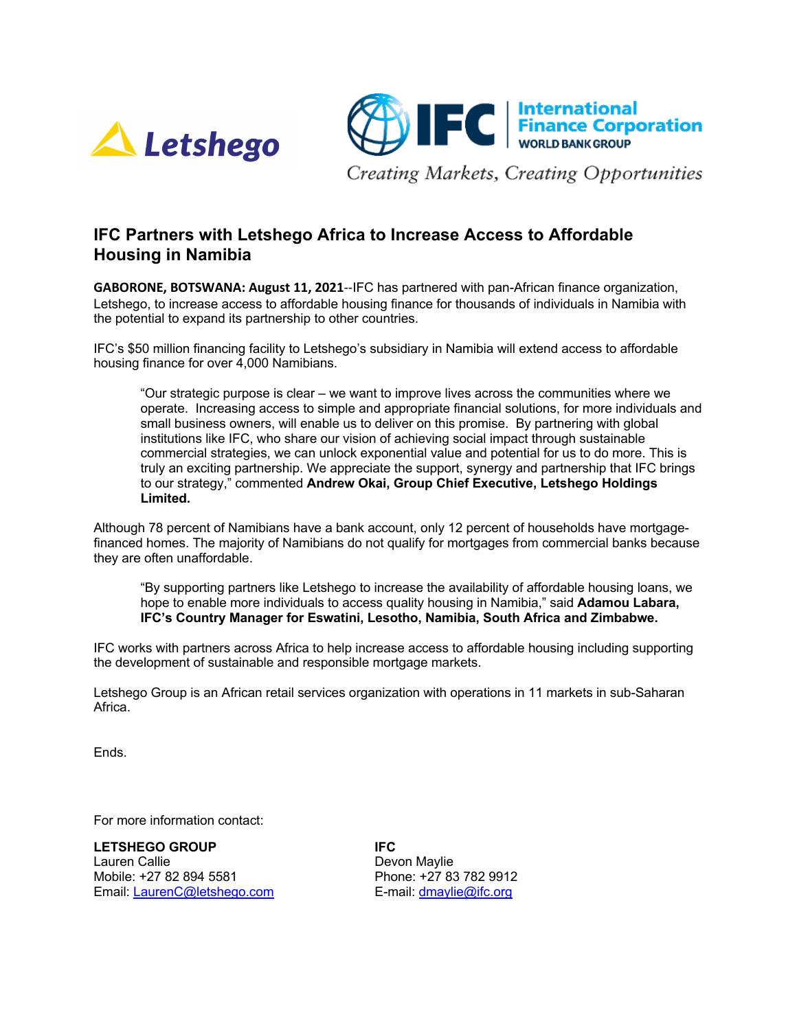Letshego

IFC International Finance Corporation WORLD BANK GROUP

*Creating Markets, Creating Opportunities*

# IFC Partners with Letshego Africa to Increase Access to Affordable Housing in Namibia

**GABORONE, BOTSWANA: August 11, 2021**--IFC has partnered with pan-African finance organization, Letshego, to increase access to affordable housing finance for thousands of individuals in Namibia with the potential to expand its partnership to other countries.

IFC's $50 million financing facility to Letshego's subsidiary in Namibia will extend access to affordable housing finance for over 4,000 Namibians.

> "Our strategic purpose is clear – we want to improve lives across the communities where we operate. Increasing access to simple and appropriate financial solutions, for more individuals and small business owners, will enable us to deliver on this promise. By partnering with global institutions like IFC, who share our vision of achieving social impact through sustainable commercial strategies, we can unlock exponential value and potential for us to do more. This is truly an exciting partnership. We appreciate the support, synergy and partnership that IFC brings to our strategy," commented **Andrew Okai, Group Chief Executive, Letshego Holdings Limited.**

Although 78 percent of Namibians have a bank account, only 12 percent of households have mortgage-financed homes. The majority of Namibians do not qualify for mortgages from commercial banks because they are often unaffordable.

> "By supporting partners like Letshego to increase the availability of affordable housing loans, we hope to enable more individuals to access quality housing in Namibia," said **Adamou Labara, IFC's Country Manager for Eswatini, Lesotho, Namibia, South Africa and Zimbabwe.**

IFC works with partners across Africa to help increase access to affordable housing including supporting the development of sustainable and responsible mortgage markets.

Letshego Group is an African retail services organization with operations in 11 markets in sub-Saharan Africa.

Ends.

For more information contact:

**LETSHEGO GROUP**
Lauren Callie
Mobile: +27 82 894 5581
Email: LaurenC@letshego.com

**IFC**
Devon Maylie
Phone: +27 83 782 9912
E-mail: dmaylie@ifc.org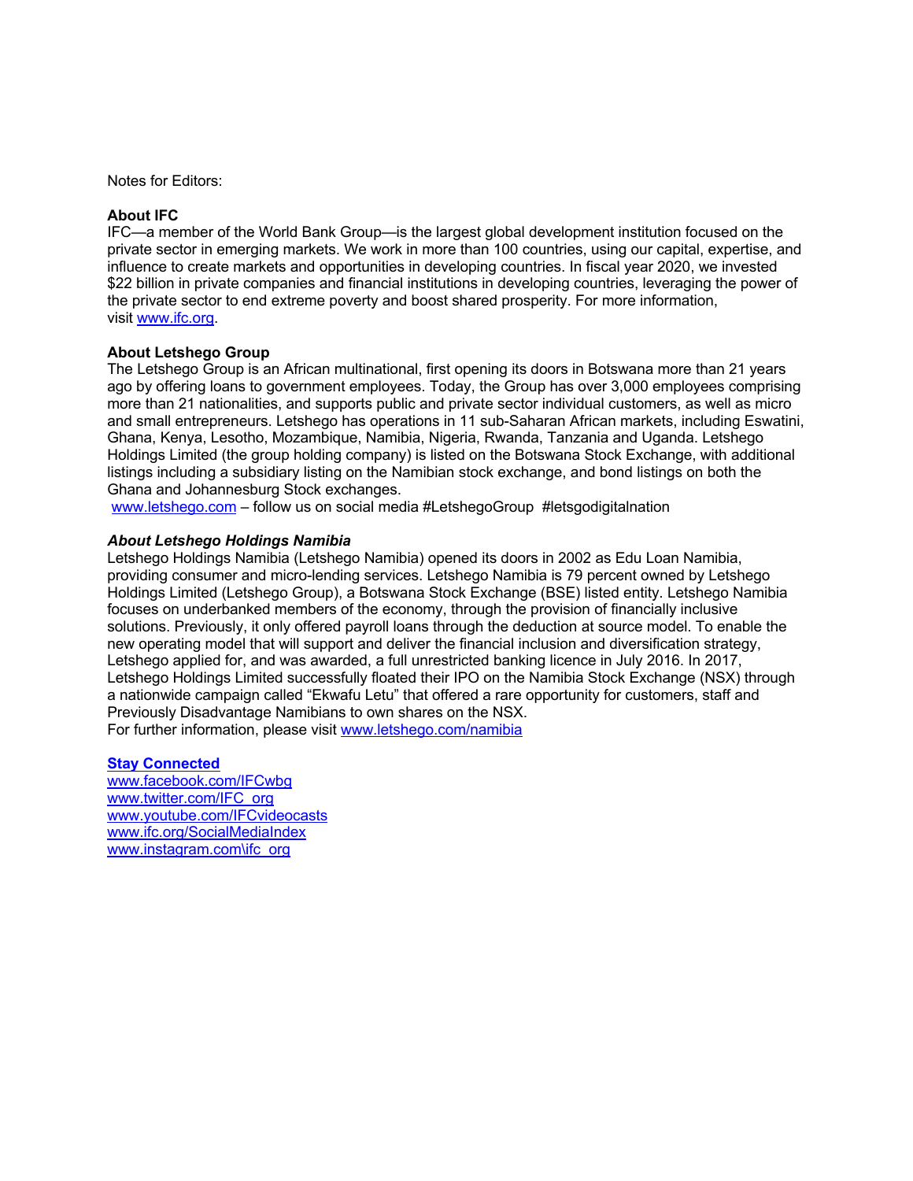Notes for Editors:

**About IFC**
IFC—a member of the World Bank Group—is the largest global development institution focused on the private sector in emerging markets. We work in more than 100 countries, using our capital, expertise, and influence to create markets and opportunities in developing countries. In fiscal year 2020, we invested $22 billion in private companies and financial institutions in developing countries, leveraging the power of the private sector to end extreme poverty and boost shared prosperity. For more information, visit www.ifc.org.

**About Letshego Group**
The Letshego Group is an African multinational, first opening its doors in Botswana more than 21 years ago by offering loans to government employees. Today, the Group has over 3,000 employees comprising more than 21 nationalities, and supports public and private sector individual customers, as well as micro and small entrepreneurs. Letshego has operations in 11 sub-Saharan African markets, including Eswatini, Ghana, Kenya, Lesotho, Mozambique, Namibia, Nigeria, Rwanda, Tanzania and Uganda. Letshego Holdings Limited (the group holding company) is listed on the Botswana Stock Exchange, with additional listings including a subsidiary listing on the Namibian stock exchange, and bond listings on both the Ghana and Johannesburg Stock exchanges.
www.letshego.com – follow us on social media #LetshegoGroup #letsgodigitalnation

***About Letshego Holdings Namibia***
Letshego Holdings Namibia (Letshego Namibia) opened its doors in 2002 as Edu Loan Namibia, providing consumer and micro-lending services. Letshego Namibia is 79 percent owned by Letshego Holdings Limited (Letshego Group), a Botswana Stock Exchange (BSE) listed entity. Letshego Namibia focuses on underbanked members of the economy, through the provision of financially inclusive solutions. Previously, it only offered payroll loans through the deduction at source model. To enable the new operating model that will support and deliver the financial inclusion and diversification strategy, Letshego applied for, and was awarded, a full unrestricted banking licence in July 2016. In 2017, Letshego Holdings Limited successfully floated their IPO on the Namibia Stock Exchange (NSX) through a nationwide campaign called "Ekwafu Letu" that offered a rare opportunity for customers, staff and Previously Disadvantage Namibians to own shares on the NSX.
For further information, please visit www.letshego.com/namibia

**Stay Connected**
www.facebook.com/IFCwbg
www.twitter.com/IFC_org
www.youtube.com/IFCvideocasts
www.ifc.org/SocialMediaIndex
www.instagram.com\ifc_org